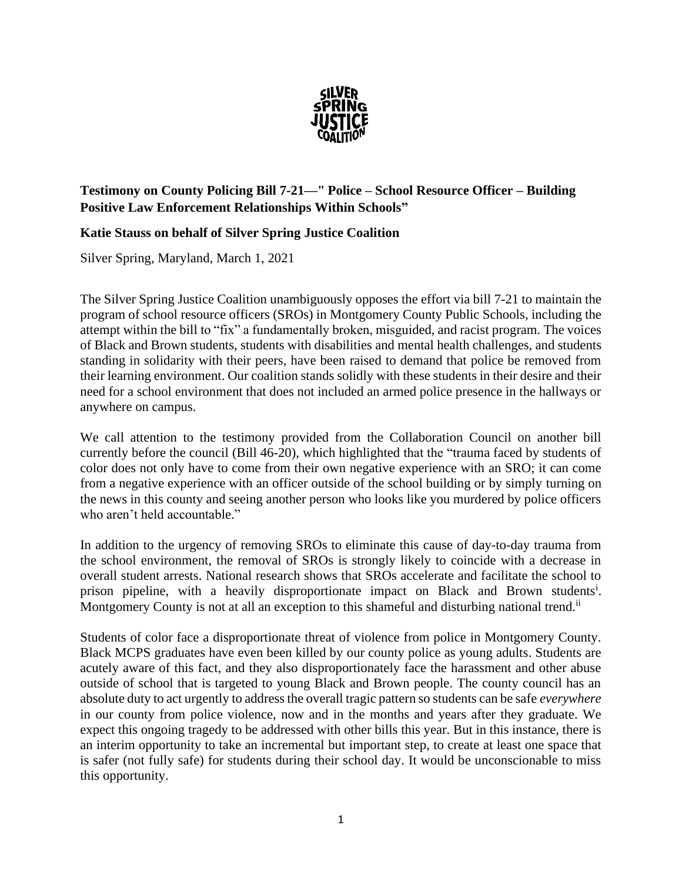**Testimony on County Policing Bill 7-21—" Police – School Resource Officer – Building Positive Law Enforcement Relationships Within Schools"**

**Katie Stauss on behalf of Silver Spring Justice Coalition**

Silver Spring, Maryland, March 1, 2021

The Silver Spring Justice Coalition unambiguously opposes the effort via bill 7-21 to maintain the program of school resource officers (SROs) in Montgomery County Public Schools, including the attempt within the bill to "fix" a fundamentally broken, misguided, and racist program. The voices of Black and Brown students, students with disabilities and mental health challenges, and students standing in solidarity with their peers, have been raised to demand that police be removed from their learning environment. Our coalition stands solidly with these students in their desire and their need for a school environment that does not included an armed police presence in the hallways or anywhere on campus.

We call attention to the testimony provided from the Collaboration Council on another bill currently before the council (Bill 46-20), which highlighted that the "trauma faced by students of color does not only have to come from their own negative experience with an SRO; it can come from a negative experience with an officer outside of the school building or by simply turning on the news in this county and seeing another person who looks like you murdered by police officers who aren't held accountable."

In addition to the urgency of removing SROs to eliminate this cause of day-to-day trauma from the school environment, the removal of SROs is strongly likely to coincide with a decrease in overall student arrests. National research shows that SROs accelerate and facilitate the school to prison pipeline, with a heavily disproportionate impact on Black and Brown students[i]. Montgomery County is not at all an exception to this shameful and disturbing national trend.[ii]

Students of color face a disproportionate threat of violence from police in Montgomery County. Black MCPS graduates have even been killed by our county police as young adults. Students are acutely aware of this fact, and they also disproportionately face the harassment and other abuse outside of school that is targeted to young Black and Brown people. The county council has an absolute duty to act urgently to address the overall tragic pattern so students can be safe *everywhere* in our county from police violence, now and in the months and years after they graduate. We expect this ongoing tragedy to be addressed with other bills this year. But in this instance, there is an interim opportunity to take an incremental but important step, to create at least one space that is safer (not fully safe) for students during their school day. It would be unconscionable to miss this opportunity.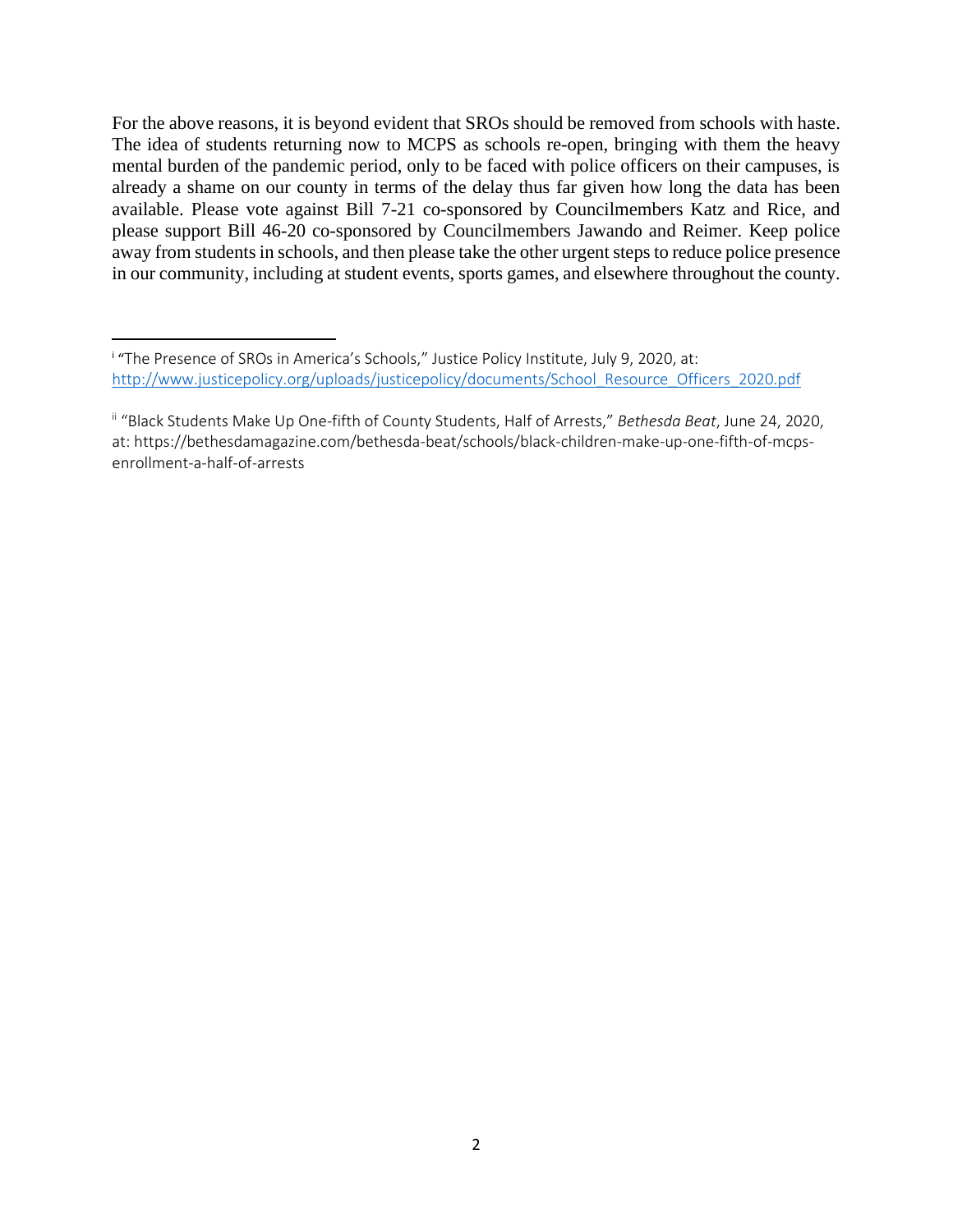For the above reasons, it is beyond evident that SROs should be removed from schools with haste. The idea of students returning now to MCPS as schools re-open, bringing with them the heavy mental burden of the pandemic period, only to be faced with police officers on their campuses, is already a shame on our county in terms of the delay thus far given how long the data has been available. Please vote against Bill 7-21 co-sponsored by Councilmembers Katz and Rice, and please support Bill 46-20 co-sponsored by Councilmembers Jawando and Reimer. Keep police away from students in schools, and then please take the other urgent steps to reduce police presence in our community, including at student events, sports games, and elsewhere throughout the county.

---

[i] "The Presence of SROs in America's Schools," Justice Policy Institute, July 9, 2020, at: http://www.justicepolicy.org/uploads/justicepolicy/documents/School_Resource_Officers_2020.pdf

[ii] "Black Students Make Up One-fifth of County Students, Half of Arrests," *Bethesda Beat*, June 24, 2020, at: https://bethesdamagazine.com/bethesda-beat/schools/black-children-make-up-one-fifth-of-mcps-enrollment-a-half-of-arrests